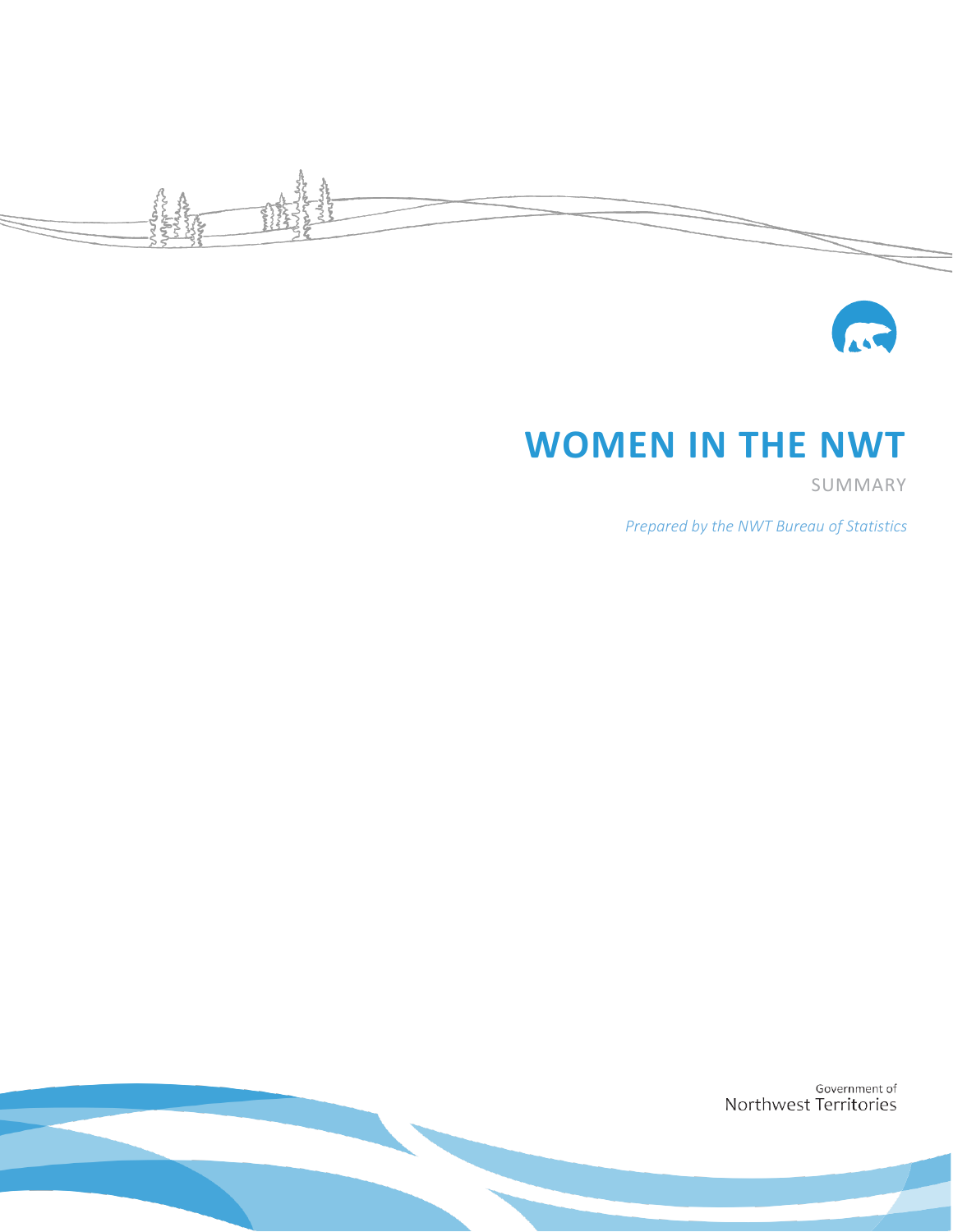# WOMEN IN THE NWT

SUMMARY

*Prepared by the NWT Bureau of Statistics*

Government of
Northwest Territories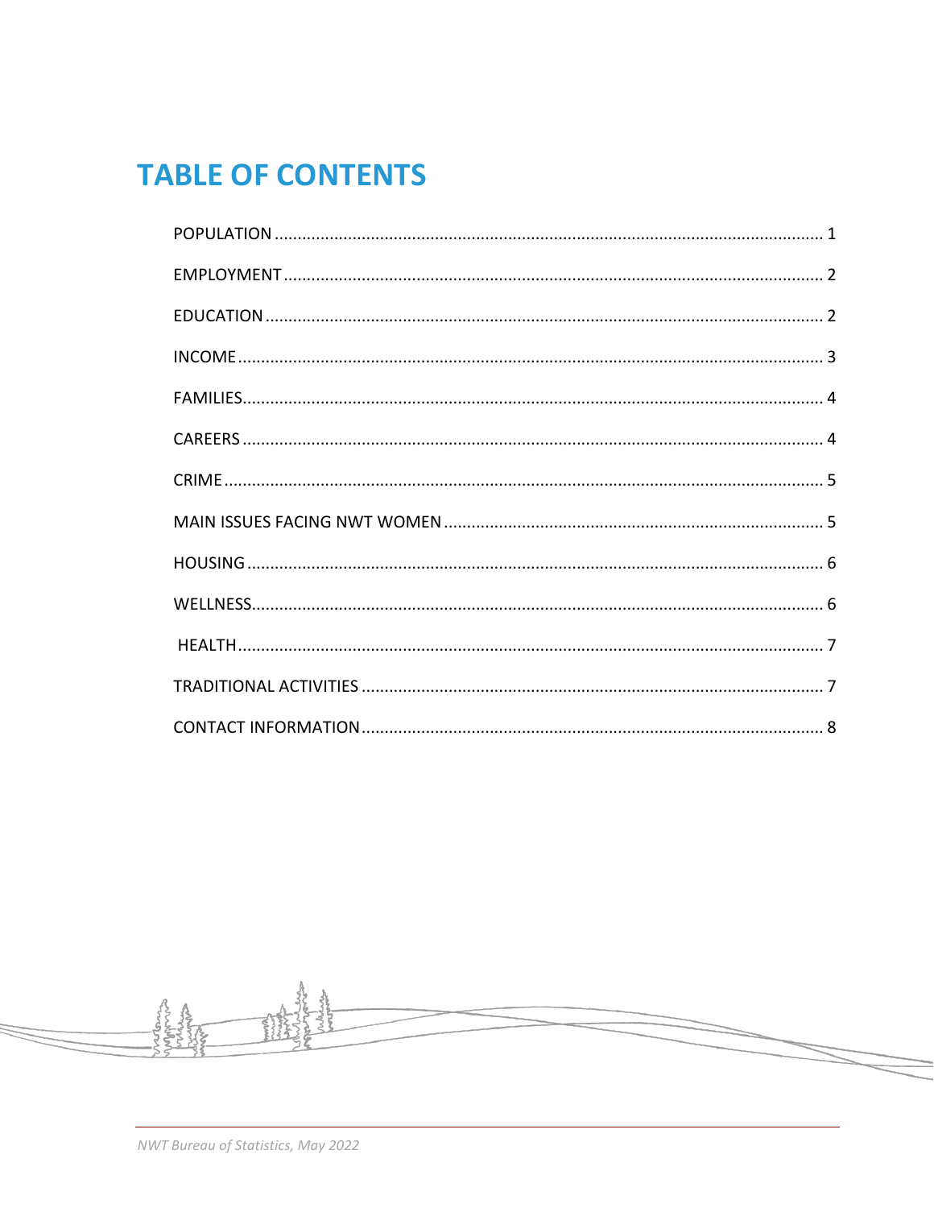# TABLE OF CONTENTS

POPULATION ..... 1

EMPLOYMENT ..... 2

EDUCATION ..... 2

INCOME ..... 3

FAMILIES ..... 4

CAREERS ..... 4

CRIME ..... 5

MAIN ISSUES FACING NWT WOMEN ..... 5

HOUSING ..... 6

WELLNESS ..... 6

HEALTH ..... 7

TRADITIONAL ACTIVITIES ..... 7

CONTACT INFORMATION ..... 8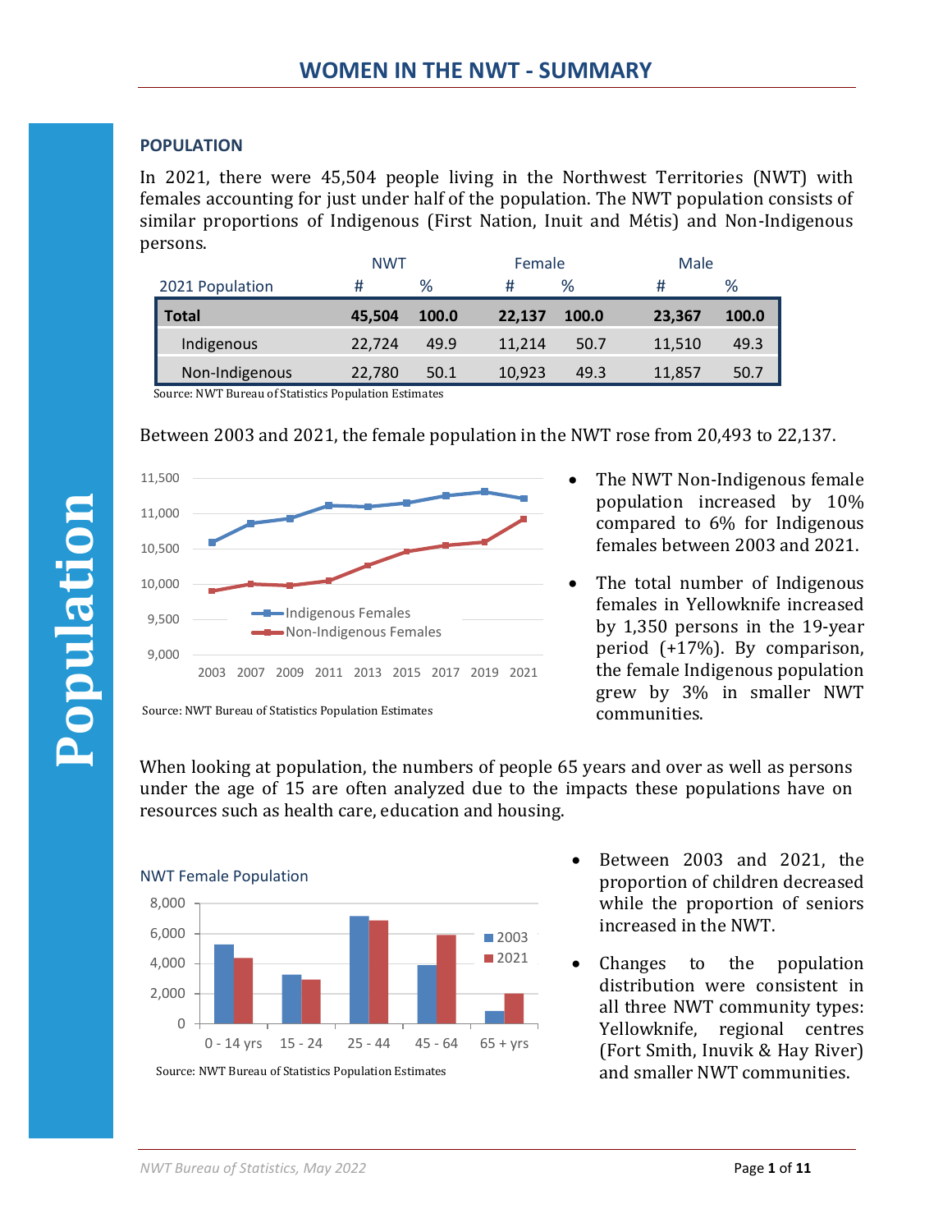# WOMEN IN THE NWT - SUMMARY

Population

## POPULATION

In 2021, there were 45,504 people living in the Northwest Territories (NWT) with females accounting for just under half of the population. The NWT population consists of similar proportions of Indigenous (First Nation, Inuit and Métis) and Non-Indigenous persons.

| 2021 Population | NWT # | NWT % | Female # | Female % | Male # | Male % |
|---|---|---|---|---|---|---|
| **Total** | **45,504** | **100.0** | **22,137** | **100.0** | **23,367** | **100.0** |
| Indigenous | 22,724 | 49.9 | 11,214 | 50.7 | 11,510 | 49.3 |
| Non-Indigenous | 22,780 | 50.1 | 10,923 | 49.3 | 11,857 | 50.7 |

Source: NWT Bureau of Statistics Population Estimates

Between 2003 and 2021, the female population in the NWT rose from 20,493 to 22,137.

Source: NWT Bureau of Statistics Population Estimates

- The NWT Non-Indigenous female population increased by 10% compared to 6% for Indigenous females between 2003 and 2021.
- The total number of Indigenous females in Yellowknife increased by 1,350 persons in the 19-year period (+17%). By comparison, the female Indigenous population grew by 3% in smaller NWT communities.

When looking at population, the numbers of people 65 years and over as well as persons under the age of 15 are often analyzed due to the impacts these populations have on resources such as health care, education and housing.

NWT Female Population

Source: NWT Bureau of Statistics Population Estimates

- Between 2003 and 2021, the proportion of children decreased while the proportion of seniors increased in the NWT.
- Changes to the population distribution were consistent in all three NWT community types: Yellowknife, regional centres (Fort Smith, Inuvik & Hay River) and smaller NWT communities.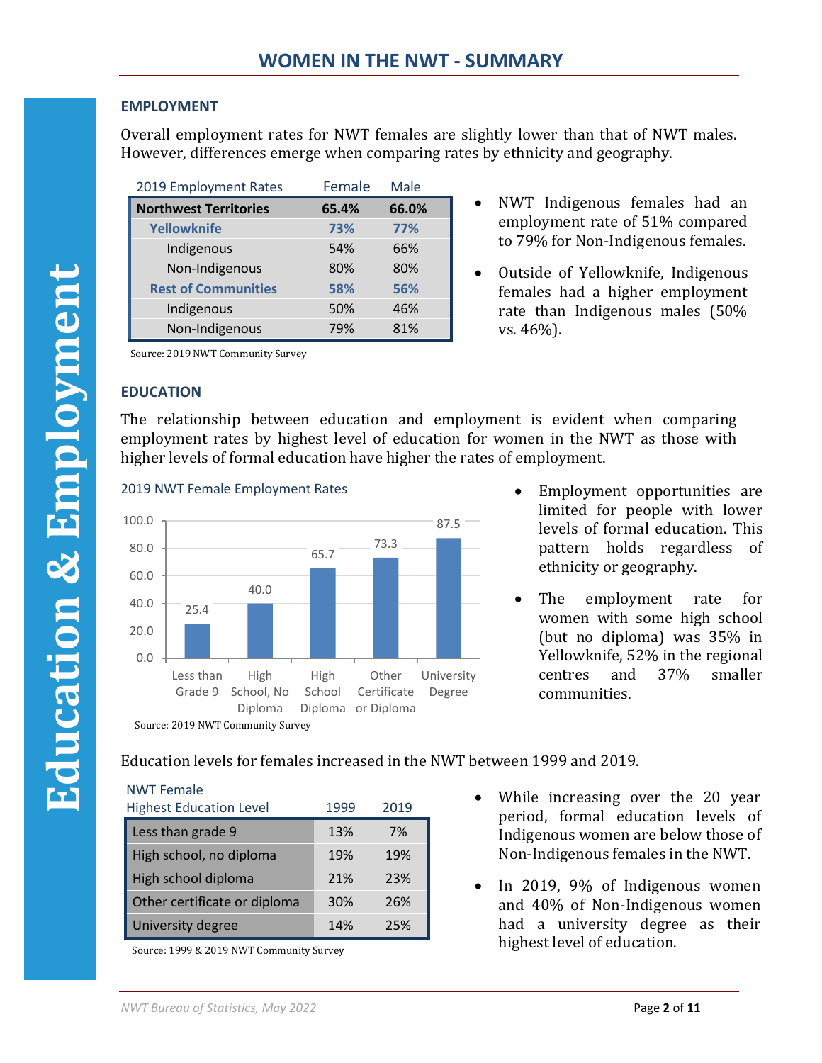## WOMEN IN THE NWT - SUMMARY

### Education & Employment

### EMPLOYMENT

Overall employment rates for NWT females are slightly lower than that of NWT males. However, differences emerge when comparing rates by ethnicity and geography.

| 2019 Employment Rates | Female | Male |
|---|---|---|
| **Northwest Territories** | **65.4%** | **66.0%** |
| **Yellowknife** | **73%** | **77%** |
| Indigenous | 54% | 66% |
| Non-Indigenous | 80% | 80% |
| **Rest of Communities** | **58%** | **56%** |
| Indigenous | 50% | 46% |
| Non-Indigenous | 79% | 81% |

Source: 2019 NWT Community Survey

- NWT Indigenous females had an employment rate of 51% compared to 79% for Non-Indigenous females.
- Outside of Yellowknife, Indigenous females had a higher employment rate than Indigenous males (50% vs. 46%).

### EDUCATION

The relationship between education and employment is evident when comparing employment rates by highest level of education for women in the NWT as those with higher levels of formal education have higher the rates of employment.

2019 NWT Female Employment Rates

| Highest Level of Education | Employment Rate |
|---|---|
| Less than Grade 9 | 25.4 |
| High School, No Diploma | 40.0 |
| High School Diploma | 65.7 |
| Other Certificate or Diploma | 73.3 |
| University Degree | 87.5 |

Source: 2019 NWT Community Survey

- Employment opportunities are limited for people with lower levels of formal education. This pattern holds regardless of ethnicity or geography.
- The employment rate for women with some high school (but no diploma) was 35% in Yellowknife, 52% in the regional centres and 37% smaller communities.

Education levels for females increased in the NWT between 1999 and 2019.

| NWT Female Highest Education Level | 1999 | 2019 |
|---|---|---|
| Less than grade 9 | 13% | 7% |
| High school, no diploma | 19% | 19% |
| High school diploma | 21% | 23% |
| Other certificate or diploma | 30% | 26% |
| University degree | 14% | 25% |

Source: 1999 & 2019 NWT Community Survey

- While increasing over the 20 year period, formal education levels of Indigenous women are below those of Non-Indigenous females in the NWT.
- In 2019, 9% of Indigenous women and 40% of Non-Indigenous women had a university degree as their highest level of education.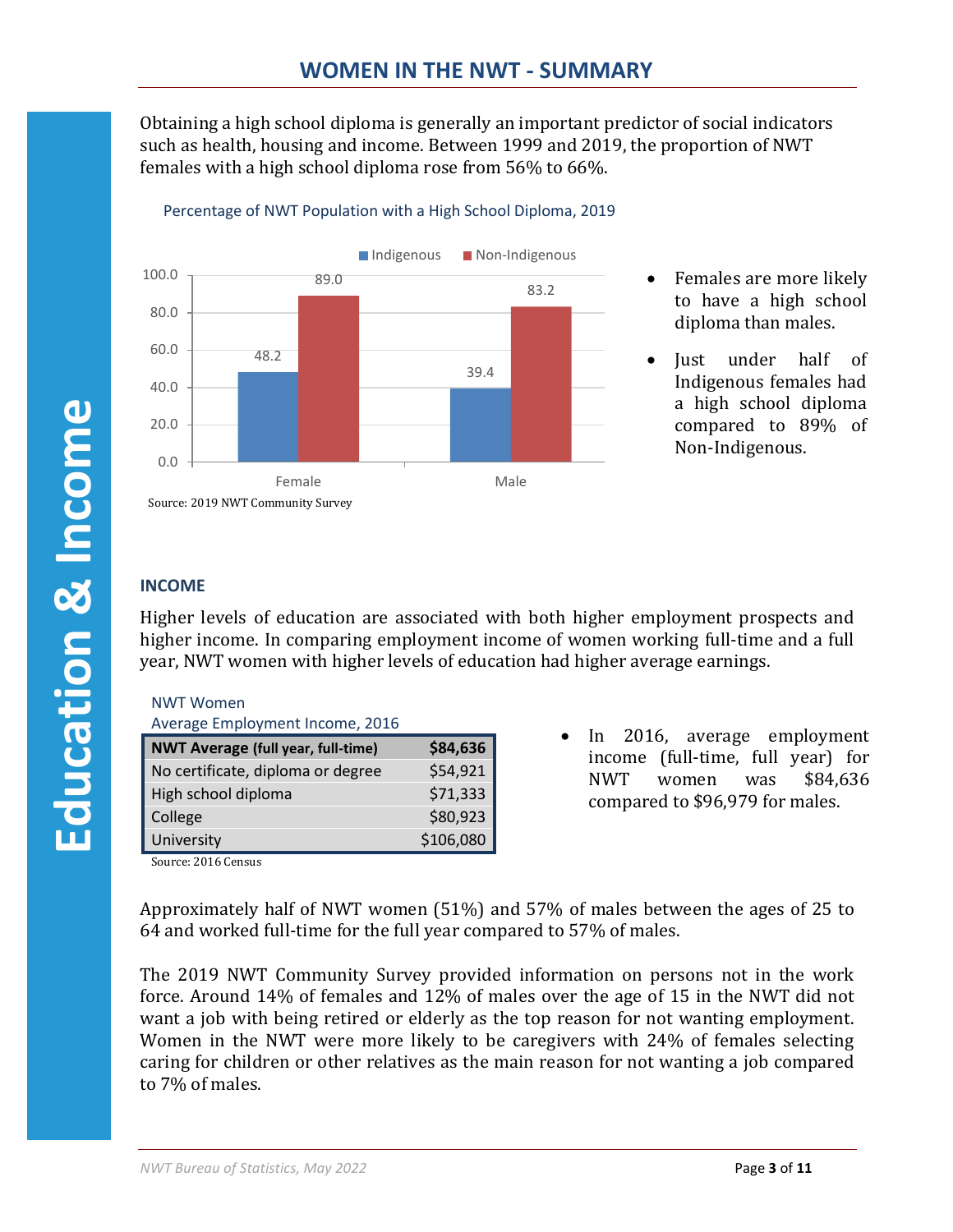# WOMEN IN THE NWT - SUMMARY

## Education & Income

Obtaining a high school diploma is generally an important predictor of social indicators such as health, housing and income. Between 1999 and 2019, the proportion of NWT females with a high school diploma rose from 56% to 66%.

Percentage of NWT Population with a High School Diploma, 2019

| | Indigenous | Non-Indigenous |
|---|---|---|
| Female | 48.2 | 89.0 |
| Male | 39.4 | 83.2 |

Source: 2019 NWT Community Survey

- Females are more likely to have a high school diploma than males.
- Just under half of Indigenous females had a high school diploma compared to 89% of Non-Indigenous.

### INCOME

Higher levels of education are associated with both higher employment prospects and higher income. In comparing employment income of women working full-time and a full year, NWT women with higher levels of education had higher average earnings.

NWT Women
Average Employment Income, 2016

| **NWT Average (full year, full-time)** | **$84,636** |
|---|---|
| No certificate, diploma or degree | $54,921 |
| High school diploma | $71,333 |
| College | $80,923 |
| University | $106,080 |

Source: 2016 Census

- In 2016, average employment income (full-time, full year) for NWT women was $84,636 compared to $96,979 for males.

Approximately half of NWT women (51%) and 57% of males between the ages of 25 to 64 and worked full-time for the full year compared to 57% of males.

The 2019 NWT Community Survey provided information on persons not in the work force. Around 14% of females and 12% of males over the age of 15 in the NWT did not want a job with being retired or elderly as the top reason for not wanting employment. Women in the NWT were more likely to be caregivers with 24% of females selecting caring for children or other relatives as the main reason for not wanting a job compared to 7% of males.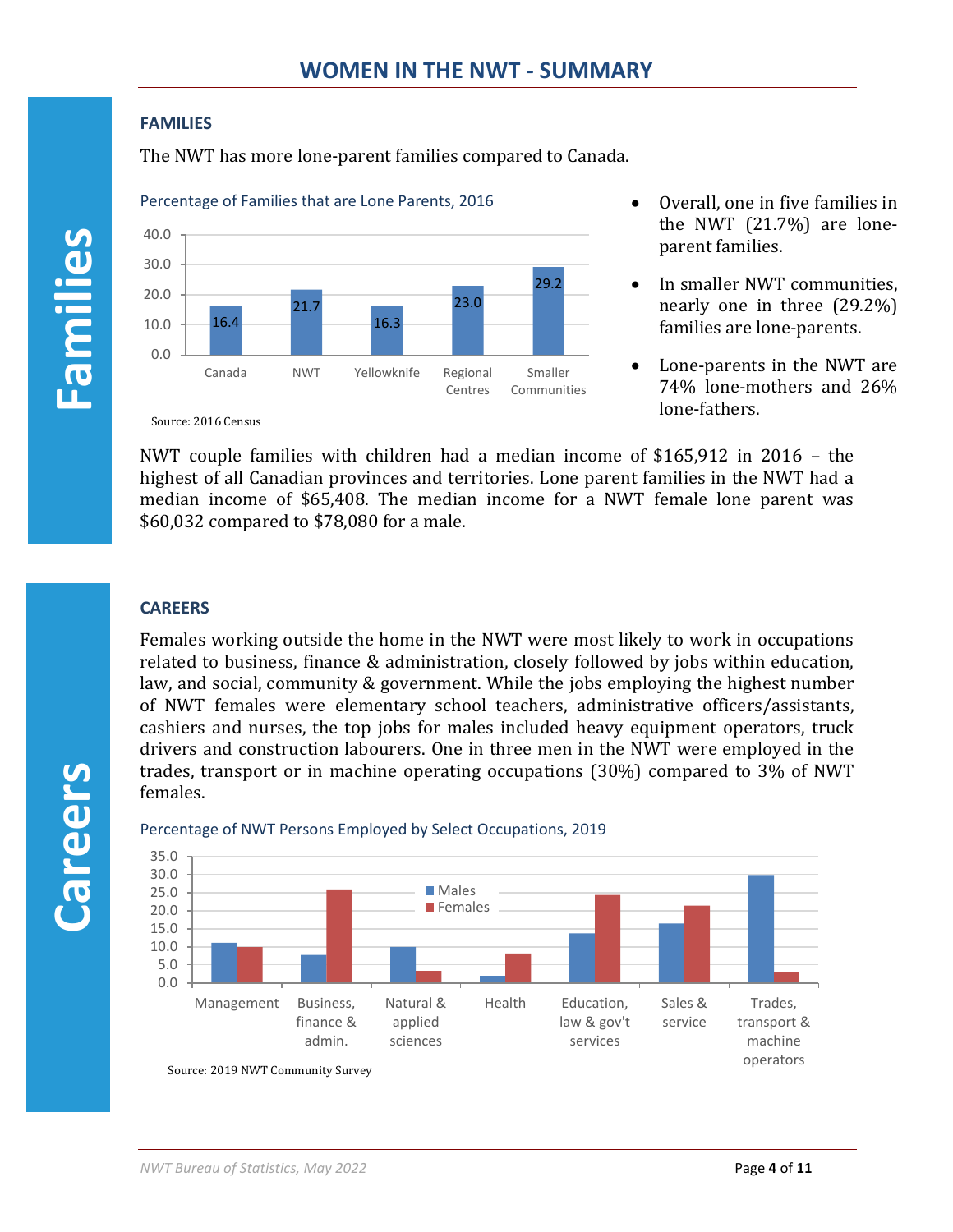## WOMEN IN THE NWT - SUMMARY

Families

### FAMILIES

The NWT has more lone-parent families compared to Canada.

**Percentage of Families that are Lone Parents, 2016**

| | Percentage |
|---|---|
| Canada | 16.4 |
| NWT | 21.7 |
| Yellowknife | 16.3 |
| Regional Centres | 23.0 |
| Smaller Communities | 29.2 |

Source: 2016 Census

- Overall, one in five families in the NWT (21.7%) are lone-parent families.
- In smaller NWT communities, nearly one in three (29.2%) families are lone-parents.
- Lone-parents in the NWT are 74% lone-mothers and 26% lone-fathers.

NWT couple families with children had a median income of $165,912 in 2016 – the highest of all Canadian provinces and territories. Lone parent families in the NWT had a median income of $65,408. The median income for a NWT female lone parent was $60,032 compared to $78,080 for a male.

Careers

### CAREERS

Females working outside the home in the NWT were most likely to work in occupations related to business, finance & administration, closely followed by jobs within education, law, and social, community & government. While the jobs employing the highest number of NWT females were elementary school teachers, administrative officers/assistants, cashiers and nurses, the top jobs for males included heavy equipment operators, truck drivers and construction labourers. One in three men in the NWT were employed in the trades, transport or in machine operating occupations (30%) compared to 3% of NWT females.

**Percentage of NWT Persons Employed by Select Occupations, 2019**

| Occupation | Males | Females |
|---|---|---|
| Management | 11 | 10 |
| Business, finance & admin. | 7.5 | 25.8 |
| Natural & applied sciences | 9.8 | 3.2 |
| Health | 1.8 | 8 |
| Education, law & gov't services | 13.7 | 24.3 |
| Sales & service | 16.3 | 21.3 |
| Trades, transport & machine operators | 29.8 | 3 |

Source: 2019 NWT Community Survey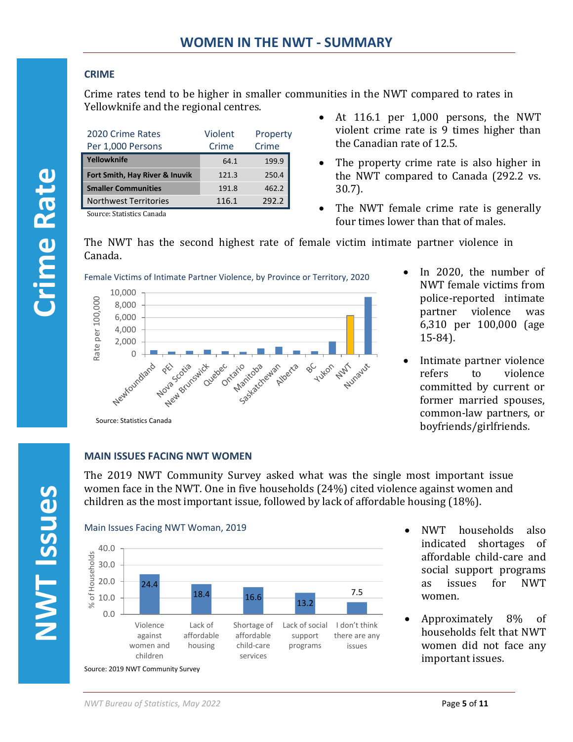# WOMEN IN THE NWT - SUMMARY

Crime Rate

## CRIME

Crime rates tend to be higher in smaller communities in the NWT compared to rates in Yellowknife and the regional centres.

| 2020 Crime Rates Per 1,000 Persons | Violent Crime | Property Crime |
|---|---|---|
| **Yellowknife** | 64.1 | 199.9 |
| **Fort Smith, Hay River & Inuvik** | 121.3 | 250.4 |
| **Smaller Communities** | 191.8 | 462.2 |
| Northwest Territories | 116.1 | 292.2 |

Source: Statistics Canada

- At 116.1 per 1,000 persons, the NWT violent crime rate is 9 times higher than the Canadian rate of 12.5.
- The property crime rate is also higher in the NWT compared to Canada (292.2 vs. 30.7).
- The NWT female crime rate is generally four times lower than that of males.

The NWT has the second highest rate of female victim intimate partner violence in Canada.

Female Victims of Intimate Partner Violence, by Province or Territory, 2020

Source: Statistics Canada

- In 2020, the number of NWT female victims from police-reported intimate partner violence was 6,310 per 100,000 (age 15-84).
- Intimate partner violence refers to violence committed by current or former married spouses, common-law partners, or boyfriends/girlfriends.

NWT Issues

## MAIN ISSUES FACING NWT WOMEN

The 2019 NWT Community Survey asked what was the single most important issue women face in the NWT. One in five households (24%) cited violence against women and children as the most important issue, followed by lack of affordable housing (18%).

Main Issues Facing NWT Woman, 2019

| Issue | % of Households |
|---|---|
| Violence against women and children | 24.4 |
| Lack of affordable housing | 18.4 |
| Shortage of affordable child-care services | 16.6 |
| Lack of social support programs | 13.2 |
| I don't think there are any issues | 7.5 |

Source: 2019 NWT Community Survey

- NWT households also indicated shortages of affordable child-care and social support programs as issues for NWT women.
- Approximately 8% of households felt that NWT women did not face any important issues.

*NWT Bureau of Statistics, May 2022*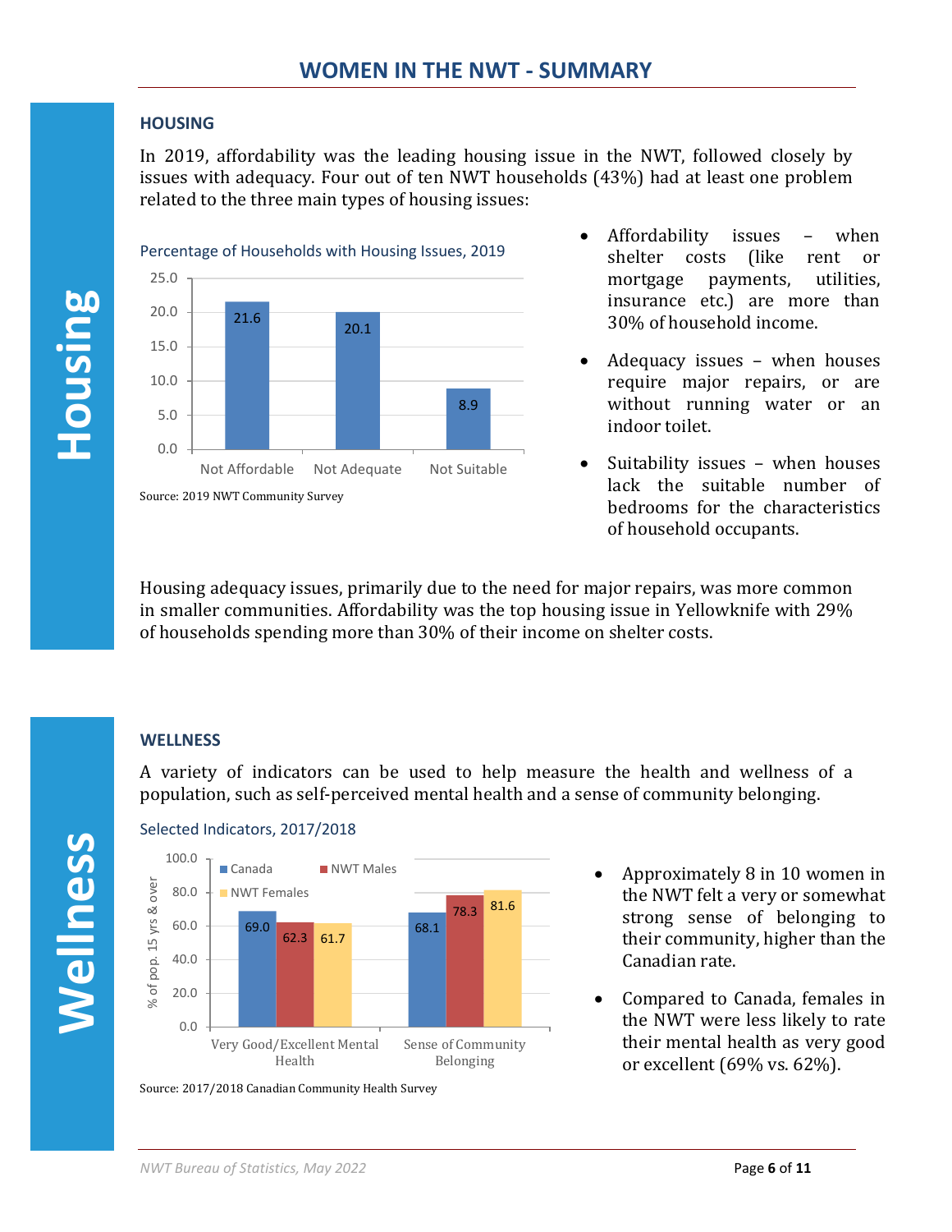## HOUSING

In 2019, affordability was the leading housing issue in the NWT, followed closely by issues with adequacy. Four out of ten NWT households (43%) had at least one problem related to the three main types of housing issues:

Percentage of Households with Housing Issues, 2019

| | Not Affordable | Not Adequate | Not Suitable |
|---|---|---|---|
| % of households | 21.6 | 20.1 | 8.9 |

Source: 2019 NWT Community Survey

- Affordability issues – when shelter costs (like rent or mortgage payments, utilities, insurance etc.) are more than 30% of household income.
- Adequacy issues – when houses require major repairs, or are without running water or an indoor toilet.
- Suitability issues – when houses lack the suitable number of bedrooms for the characteristics of household occupants.

Housing adequacy issues, primarily due to the need for major repairs, was more common in smaller communities. Affordability was the top housing issue in Yellowknife with 29% of households spending more than 30% of their income on shelter costs.

## WELLNESS

A variety of indicators can be used to help measure the health and wellness of a population, such as self-perceived mental health and a sense of community belonging.

Selected Indicators, 2017/2018

| % of pop. 15 yrs & over | Canada | NWT Males | NWT Females |
|---|---|---|---|
| Very Good/Excellent Mental Health | 69.0 | 62.3 | 61.7 |
| Sense of Community Belonging | 68.1 | 78.3 | 81.6 |

Source: 2017/2018 Canadian Community Health Survey

- Approximately 8 in 10 women in the NWT felt a very or somewhat strong sense of belonging to their community, higher than the Canadian rate.
- Compared to Canada, females in the NWT were less likely to rate their mental health as very good or excellent (69% vs. 62%).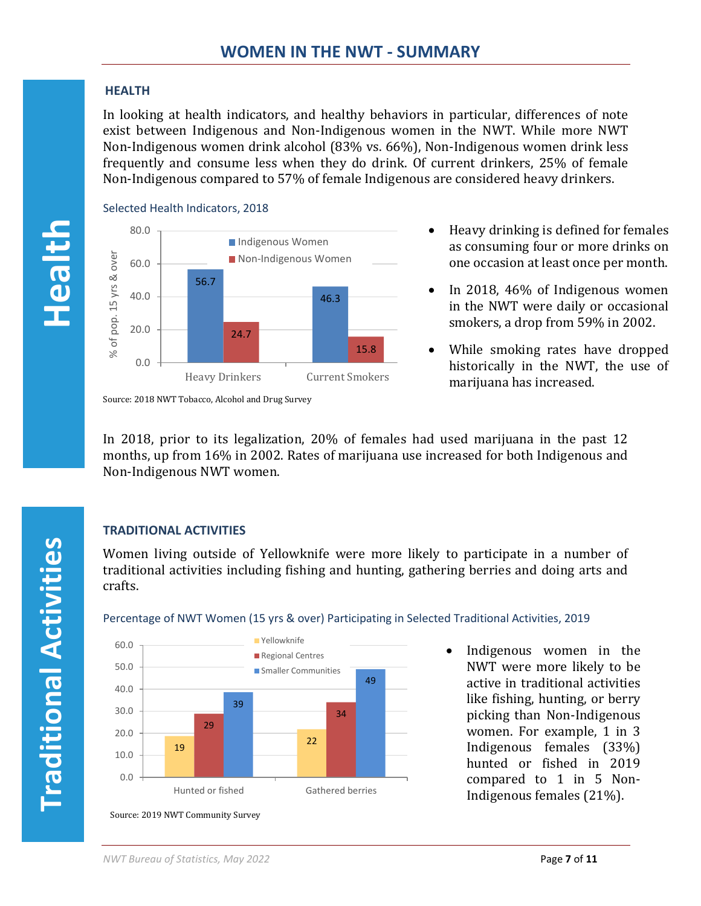## WOMEN IN THE NWT - SUMMARY

### HEALTH

In looking at health indicators, and healthy behaviors in particular, differences of note exist between Indigenous and Non-Indigenous women in the NWT. While more NWT Non-Indigenous women drink alcohol (83% vs. 66%), Non-Indigenous women drink less frequently and consume less when they do drink. Of current drinkers, 25% of female Non-Indigenous compared to 57% of female Indigenous are considered heavy drinkers.

Selected Health Indicators, 2018

| % of pop. 15 yrs & over | Indigenous Women | Non-Indigenous Women |
| --- | --- | --- |
| Heavy Drinkers | 56.7 | 24.7 |
| Current Smokers | 46.3 | 15.8 |

Source: 2018 NWT Tobacco, Alcohol and Drug Survey

- Heavy drinking is defined for females as consuming four or more drinks on one occasion at least once per month.
- In 2018, 46% of Indigenous women in the NWT were daily or occasional smokers, a drop from 59% in 2002.
- While smoking rates have dropped historically in the NWT, the use of marijuana has increased.

In 2018, prior to its legalization, 20% of females had used marijuana in the past 12 months, up from 16% in 2002. Rates of marijuana use increased for both Indigenous and Non-Indigenous NWT women.

### TRADITIONAL ACTIVITIES

Women living outside of Yellowknife were more likely to participate in a number of traditional activities including fishing and hunting, gathering berries and doing arts and crafts.

Percentage of NWT Women (15 yrs & over) Participating in Selected Traditional Activities, 2019

| | Yellowknife | Regional Centres | Smaller Communities |
| --- | --- | --- | --- |
| Hunted or fished | 19 | 29 | 39 |
| Gathered berries | 22 | 34 | 49 |

Source: 2019 NWT Community Survey

- Indigenous women in the NWT were more likely to be active in traditional activities like fishing, hunting, or berry picking than Non-Indigenous women. For example, 1 in 3 Indigenous females (33%) hunted or fished in 2019 compared to 1 in 5 Non-Indigenous females (21%).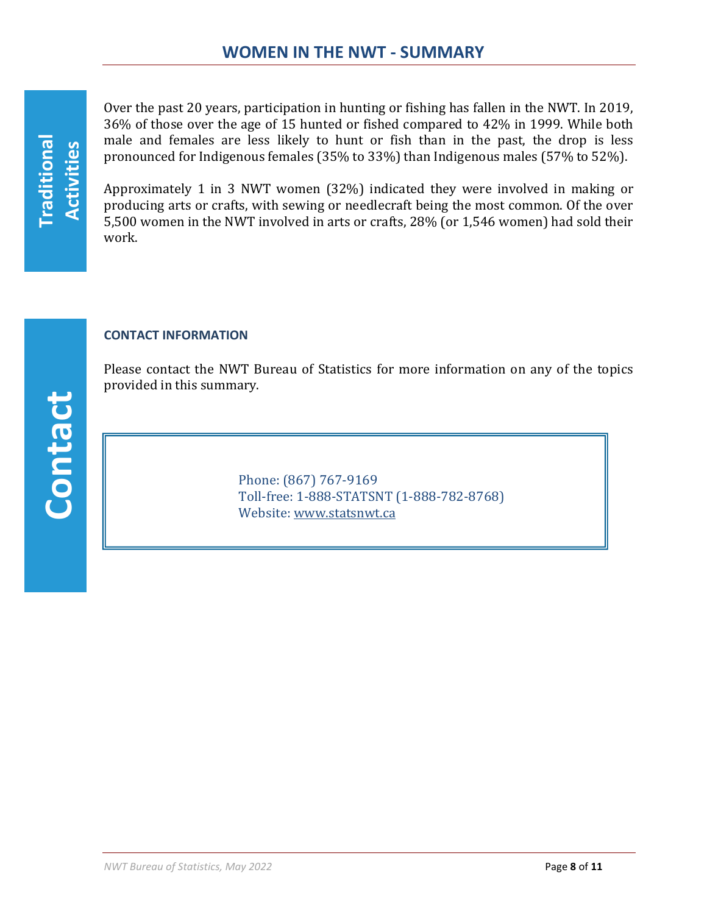## Traditional Activities

Over the past 20 years, participation in hunting or fishing has fallen in the NWT. In 2019, 36% of those over the age of 15 hunted or fished compared to 42% in 1999. While both male and females are less likely to hunt or fish than in the past, the drop is less pronounced for Indigenous females (35% to 33%) than Indigenous males (57% to 52%).

Approximately 1 in 3 NWT women (32%) indicated they were involved in making or producing arts or crafts, with sewing or needlecraft being the most common. Of the over 5,500 women in the NWT involved in arts or crafts, 28% (or 1,546 women) had sold their work.

## Contact

**CONTACT INFORMATION**

Please contact the NWT Bureau of Statistics for more information on any of the topics provided in this summary.

Phone: (867) 767-9169
Toll-free: 1-888-STATSNT (1-888-782-8768)
Website: www.statsnwt.ca